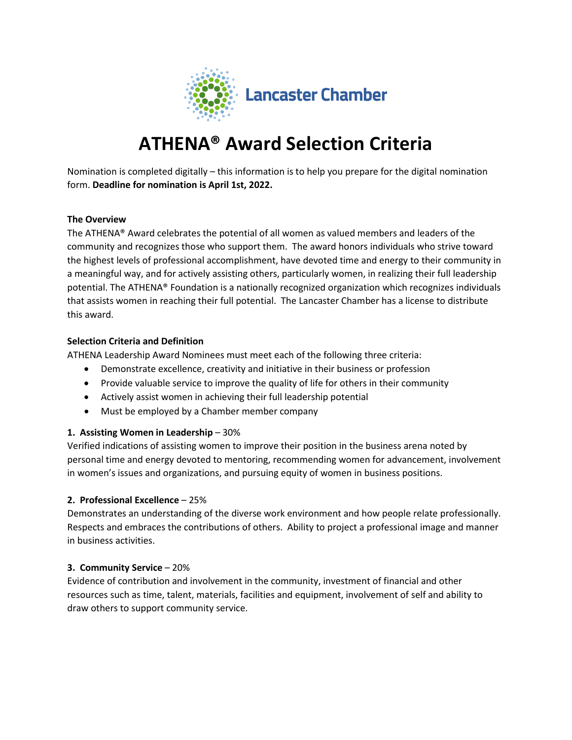Lancaster Chamber

# ATHENA® Award Selection Criteria

Nomination is completed digitally – this information is to help you prepare for the digital nomination form. **Deadline for nomination is April 1st, 2022.**

**The Overview**

The ATHENA® Award celebrates the potential of all women as valued members and leaders of the community and recognizes those who support them. The award honors individuals who strive toward the highest levels of professional accomplishment, have devoted time and energy to their community in a meaningful way, and for actively assisting others, particularly women, in realizing their full leadership potential. The ATHENA® Foundation is a nationally recognized organization which recognizes individuals that assists women in reaching their full potential. The Lancaster Chamber has a license to distribute this award.

**Selection Criteria and Definition**

ATHENA Leadership Award Nominees must meet each of the following three criteria:

- Demonstrate excellence, creativity and initiative in their business or profession
- Provide valuable service to improve the quality of life for others in their community
- Actively assist women in achieving their full leadership potential
- Must be employed by a Chamber member company

**1. Assisting Women in Leadership** – 30%

Verified indications of assisting women to improve their position in the business arena noted by personal time and energy devoted to mentoring, recommending women for advancement, involvement in women's issues and organizations, and pursuing equity of women in business positions.

**2. Professional Excellence** – 25%

Demonstrates an understanding of the diverse work environment and how people relate professionally. Respects and embraces the contributions of others. Ability to project a professional image and manner in business activities.

**3. Community Service** – 20%

Evidence of contribution and involvement in the community, investment of financial and other resources such as time, talent, materials, facilities and equipment, involvement of self and ability to draw others to support community service.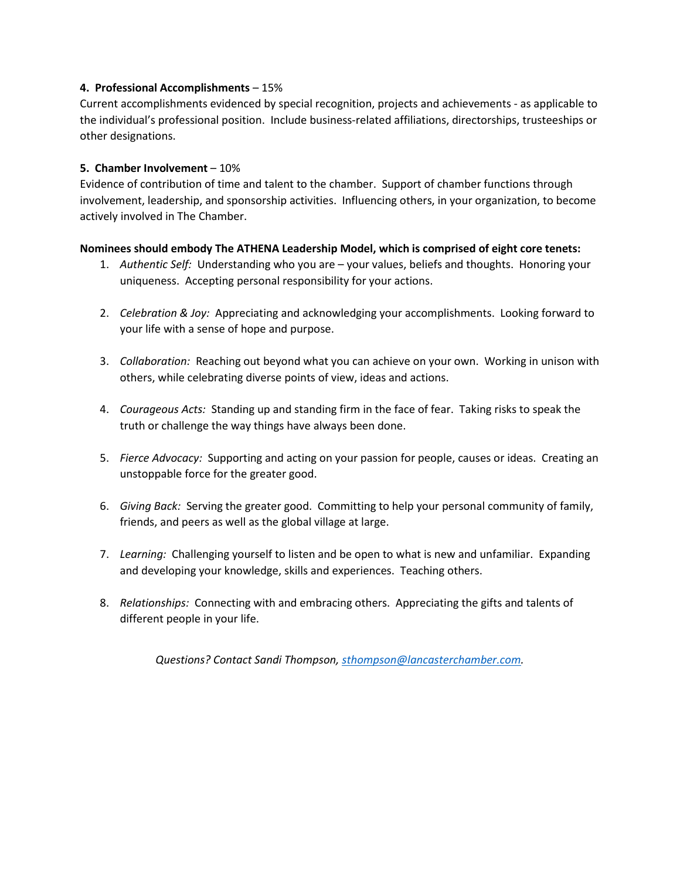**4. Professional Accomplishments** – 15%

Current accomplishments evidenced by special recognition, projects and achievements - as applicable to the individual's professional position. Include business-related affiliations, directorships, trusteeships or other designations.

**5. Chamber Involvement** – 10%

Evidence of contribution of time and talent to the chamber. Support of chamber functions through involvement, leadership, and sponsorship activities. Influencing others, in your organization, to become actively involved in The Chamber.

**Nominees should embody The ATHENA Leadership Model, which is comprised of eight core tenets:**

1. *Authentic Self:* Understanding who you are – your values, beliefs and thoughts. Honoring your uniqueness. Accepting personal responsibility for your actions.

2. *Celebration & Joy:* Appreciating and acknowledging your accomplishments. Looking forward to your life with a sense of hope and purpose.

3. *Collaboration:* Reaching out beyond what you can achieve on your own. Working in unison with others, while celebrating diverse points of view, ideas and actions.

4. *Courageous Acts:* Standing up and standing firm in the face of fear. Taking risks to speak the truth or challenge the way things have always been done.

5. *Fierce Advocacy:* Supporting and acting on your passion for people, causes or ideas. Creating an unstoppable force for the greater good.

6. *Giving Back:* Serving the greater good. Committing to help your personal community of family, friends, and peers as well as the global village at large.

7. *Learning:* Challenging yourself to listen and be open to what is new and unfamiliar. Expanding and developing your knowledge, skills and experiences. Teaching others.

8. *Relationships:* Connecting with and embracing others. Appreciating the gifts and talents of different people in your life.

*Questions? Contact Sandi Thompson, sthompson@lancasterchamber.com.*